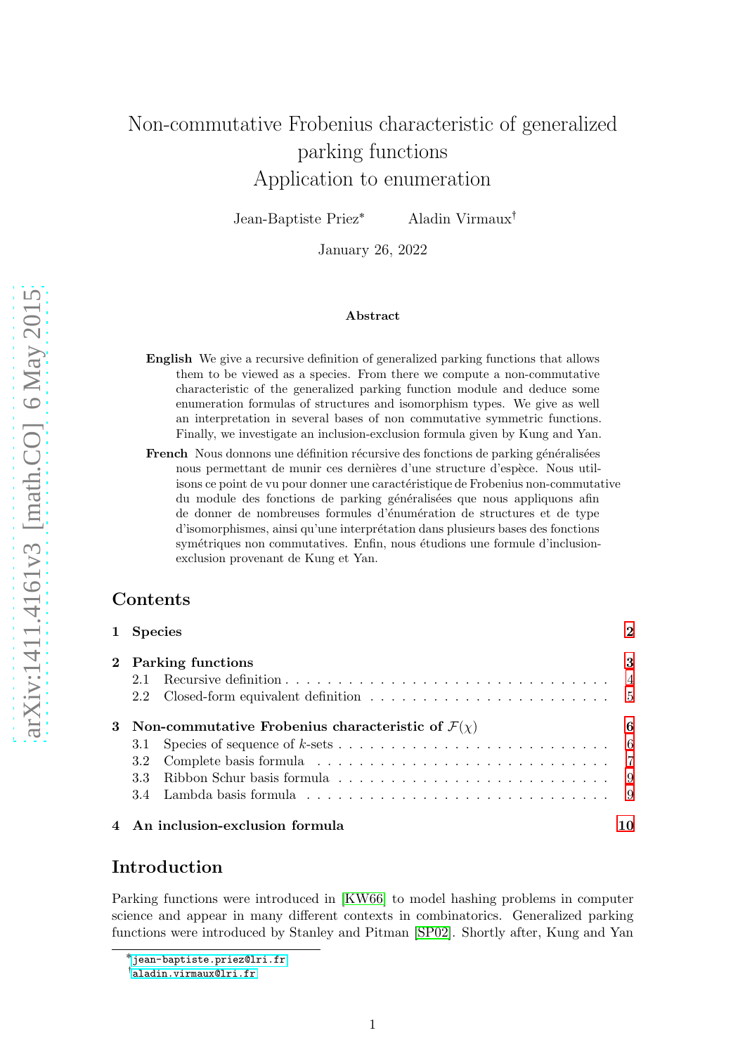# Non-commutative Frobenius characteristic of generalized parking functions

# Application to enumeration

Jean-Baptiste Priez[*] Aladin Virmaux[†]

January 26, 2022

**Abstract**

**English** We give a recursive definition of generalized parking functions that allows them to be viewed as a species. From there we compute a non-commutative characteristic of the generalized parking function module and deduce some enumeration formulas of structures and isomorphism types. We give as well an interpretation in several bases of non commutative symmetric functions. Finally, we investigate an inclusion-exclusion formula given by Kung and Yan.

**French** Nous donnons une définition récursive des fonctions de parking généralisées nous permettant de munir ces dernières d'une structure d'espèce. Nous utilisons ce point de vu pour donner une caractéristique de Frobenius non-commutative du module des fonctions de parking généralisées que nous appliquons afin de donner de nombreuses formules d'énumération de structures et de type d'isomorphismes, ainsi qu'une interprétation dans plusieurs bases des fonctions symétriques non commutatives. Enfin, nous étudions une formule d'inclusion-exclusion provenant de Kung et Yan.

## Contents

- **1 Species** — 2
- **2 Parking functions** — 3
  - 2.1 Recursive definition — 4
  - 2.2 Closed-form equivalent definition — 5
- **3 Non-commutative Frobenius characteristic of $\mathcal{F}(\chi)$** — 6
  - 3.1 Species of sequence of $k$-sets — 6
  - 3.2 Complete basis formula — 7
  - 3.3 Ribbon Schur basis formula — 9
  - 3.4 Lambda basis formula — 9
- **4 An inclusion-exclusion formula** — 10

## Introduction

Parking functions were introduced in [KW66] to model hashing problems in computer science and appear in many different contexts in combinatorics. Generalized parking functions were introduced by Stanley and Pitman [SP02]. Shortly after, Kung and Yan

---

[*] jean-baptiste.priez@lri.fr

[†] aladin.virmaux@lri.fr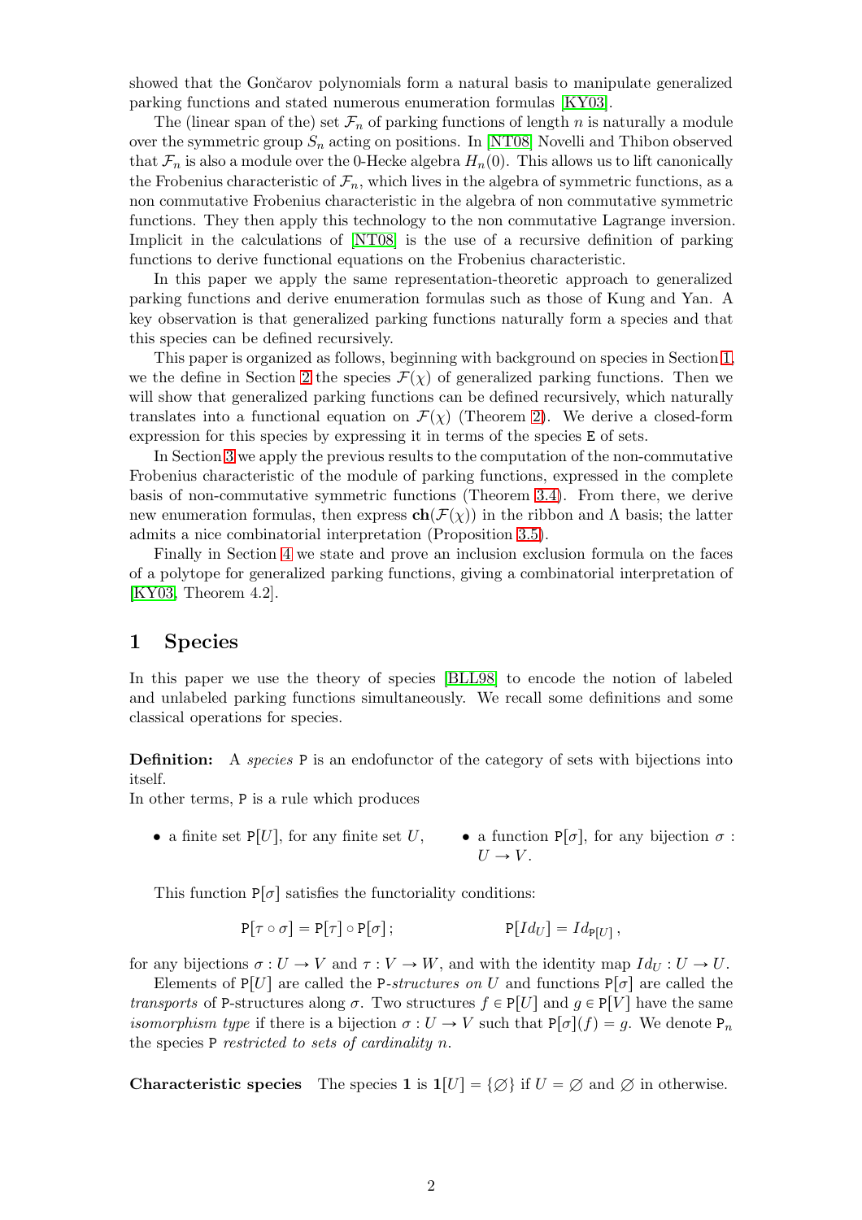showed that the Gončarov polynomials form a natural basis to manipulate generalized parking functions and stated numerous enumeration formulas [KY03].

The (linear span of the) set $\mathcal{F}_n$ of parking functions of length $n$ is naturally a module over the symmetric group $S_n$ acting on positions. In [NT08] Novelli and Thibon observed that $\mathcal{F}_n$ is also a module over the 0-Hecke algebra $H_n(0)$. This allows us to lift canonically the Frobenius characteristic of $\mathcal{F}_n$, which lives in the algebra of symmetric functions, as a non commutative Frobenius characteristic in the algebra of non commutative symmetric functions. They then apply this technology to the non commutative Lagrange inversion. Implicit in the calculations of [NT08] is the use of a recursive definition of parking functions to derive functional equations on the Frobenius characteristic.

In this paper we apply the same representation-theoretic approach to generalized parking functions and derive enumeration formulas such as those of Kung and Yan. A key observation is that generalized parking functions naturally form a species and that this species can be defined recursively.

This paper is organized as follows, beginning with background on species in Section 1, we the define in Section 2 the species $\mathcal{F}(\chi)$ of generalized parking functions. Then we will show that generalized parking functions can be defined recursively, which naturally translates into a functional equation on $\mathcal{F}(\chi)$ (Theorem 2). We derive a closed-form expression for this species by expressing it in terms of the species $\mathtt{E}$ of sets.

In Section 3 we apply the previous results to the computation of the non-commutative Frobenius characteristic of the module of parking functions, expressed in the complete basis of non-commutative symmetric functions (Theorem 3.4). From there, we derive new enumeration formulas, then express $\mathbf{ch}(\mathcal{F}(\chi))$ in the ribbon and $\Lambda$ basis; the latter admits a nice combinatorial interpretation (Proposition 3.5).

Finally in Section 4 we state and prove an inclusion exclusion formula on the faces of a polytope for generalized parking functions, giving a combinatorial interpretation of [KY03, Theorem 4.2].

## 1 Species

In this paper we use the theory of species [BLL98] to encode the notion of labeled and unlabeled parking functions simultaneously. We recall some definitions and some classical operations for species.

**Definition:** A *species* $\mathtt{P}$ is an endofunctor of the category of sets with bijections into itself.
In other terms, $\mathtt{P}$ is a rule which produces

- a finite set $\mathtt{P}[U]$, for any finite set $U$,
- a function $\mathtt{P}[\sigma]$, for any bijection $\sigma : U \to V$.

This function $\mathtt{P}[\sigma]$ satisfies the functoriality conditions:

$$\mathtt{P}[\tau \circ \sigma] = \mathtt{P}[\tau] \circ \mathtt{P}[\sigma]\,; \qquad \qquad \mathtt{P}[Id_U] = Id_{\mathtt{P}[U]}\,,$$

for any bijections $\sigma : U \to V$ and $\tau : V \to W$, and with the identity map $Id_U : U \to U$.

Elements of $\mathtt{P}[U]$ are called the $\mathtt{P}$-*structures on* $U$ and functions $\mathtt{P}[\sigma]$ are called the *transports* of $\mathtt{P}$-structures along $\sigma$. Two structures $f \in \mathtt{P}[U]$ and $g \in \mathtt{P}[V]$ have the same *isomorphism type* if there is a bijection $\sigma : U \to V$ such that $\mathtt{P}[\sigma](f) = g$. We denote $\mathtt{P}_n$ the species $\mathtt{P}$ *restricted to sets of cardinality* $n$.

**Characteristic species** The species $\mathbf{1}$ is $\mathbf{1}[U] = \{\varnothing\}$ if $U = \varnothing$ and $\varnothing$ in otherwise.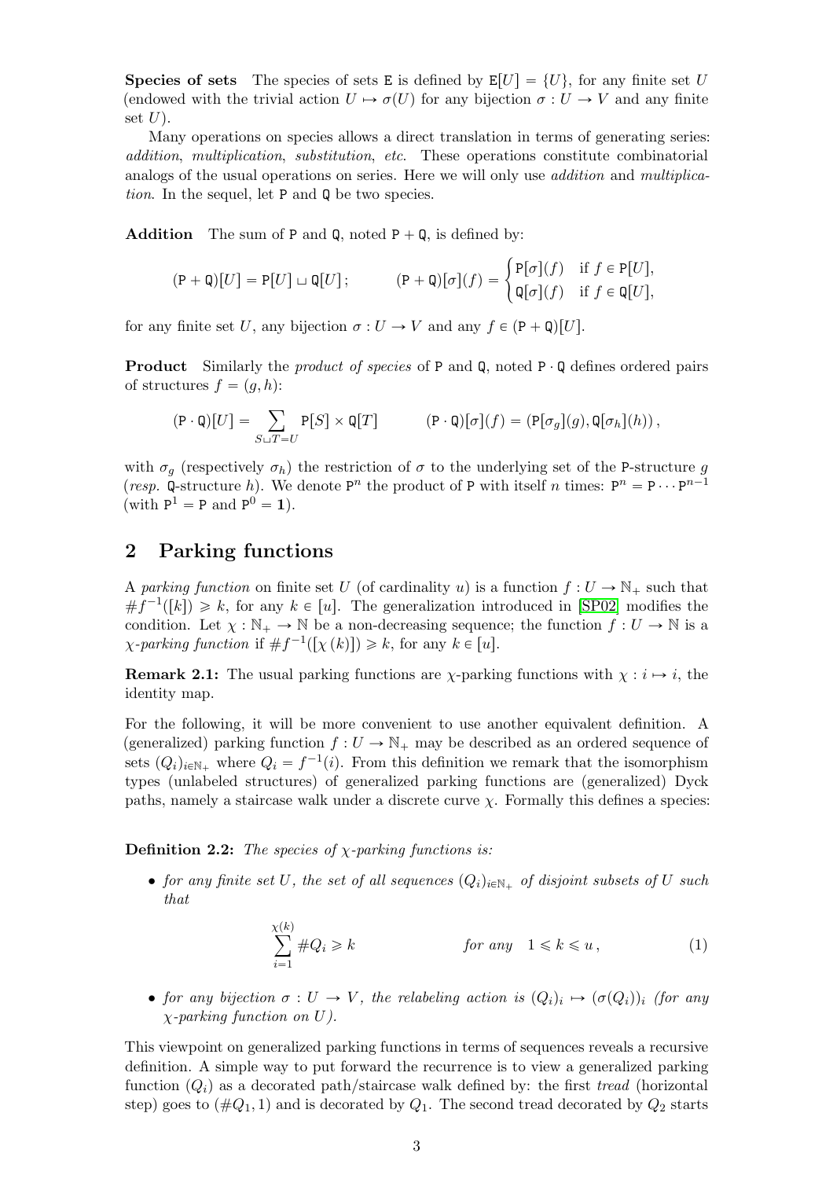**Species of sets** The species of sets $\mathtt{E}$ is defined by $\mathtt{E}[U] = \{U\}$, for any finite set $U$ (endowed with the trivial action $U \mapsto \sigma(U)$ for any bijection $\sigma : U \to V$ and any finite set $U$).

Many operations on species allows a direct translation in terms of generating series: *addition*, *multiplication*, *substitution*, *etc.* These operations constitute combinatorial analogs of the usual operations on series. Here we will only use *addition* and *multiplication*. In the sequel, let $\mathtt{P}$ and $\mathtt{Q}$ be two species.

**Addition** The sum of $\mathtt{P}$ and $\mathtt{Q}$, noted $\mathtt{P} + \mathtt{Q}$, is defined by:

$$(\mathtt{P} + \mathtt{Q})[U] = \mathtt{P}[U] \sqcup \mathtt{Q}[U]\,; \qquad (\mathtt{P} + \mathtt{Q})[\sigma](f) = \begin{cases} \mathtt{P}[\sigma](f) & \text{if } f \in \mathtt{P}[U], \\ \mathtt{Q}[\sigma](f) & \text{if } f \in \mathtt{Q}[U], \end{cases}$$

for any finite set $U$, any bijection $\sigma : U \to V$ and any $f \in (\mathtt{P} + \mathtt{Q})[U]$.

**Product** Similarly the *product of species* of $\mathtt{P}$ and $\mathtt{Q}$, noted $\mathtt{P} \cdot \mathtt{Q}$ defines ordered pairs of structures $f = (g, h)$:

$$(\mathtt{P} \cdot \mathtt{Q})[U] = \sum_{S \sqcup T = U} \mathtt{P}[S] \times \mathtt{Q}[T] \qquad (\mathtt{P} \cdot \mathtt{Q})[\sigma](f) = (\mathtt{P}[\sigma_g](g), \mathtt{Q}[\sigma_h](h))\,,$$

with $\sigma_g$ (respectively $\sigma_h$) the restriction of $\sigma$ to the underlying set of the $\mathtt{P}$-structure $g$ (*resp.* $\mathtt{Q}$-structure $h$). We denote $\mathtt{P}^n$ the product of $\mathtt{P}$ with itself $n$ times: $\mathtt{P}^n = \mathtt{P} \cdots \mathtt{P}^{n-1}$ (with $\mathtt{P}^1 = \mathtt{P}$ and $\mathtt{P}^0 = \mathbf{1}$).

## 2 Parking functions

A *parking function* on finite set $U$ (of cardinality $u$) is a function $f : U \to \mathbb{N}_+$ such that $\# f^{-1}([k]) \geqslant k$, for any $k \in [u]$. The generalization introduced in [SP02] modifies the condition. Let $\chi : \mathbb{N}_+ \to \mathbb{N}$ be a non-decreasing sequence; the function $f : U \to \mathbb{N}$ is a *$\chi$-parking function* if $\# f^{-1}([\chi(k)]) \geqslant k$, for any $k \in [u]$.

**Remark 2.1:** The usual parking functions are $\chi$-parking functions with $\chi : i \mapsto i$, the identity map.

For the following, it will be more convenient to use another equivalent definition. A (generalized) parking function $f : U \to \mathbb{N}_+$ may be described as an ordered sequence of sets $(Q_i)_{i \in \mathbb{N}_+}$ where $Q_i = f^{-1}(i)$. From this definition we remark that the isomorphism types (unlabeled structures) of generalized parking functions are (generalized) Dyck paths, namely a staircase walk under a discrete curve $\chi$. Formally this defines a species:

**Definition 2.2:** *The species of $\chi$-parking functions is:*

- *for any finite set $U$, the set of all sequences $(Q_i)_{i \in \mathbb{N}_+}$ of disjoint subsets of $U$ such that*

$$\sum_{i=1}^{\chi(k)} \# Q_i \geqslant k \qquad\qquad \textit{for any} \quad 1 \leqslant k \leqslant u\,, \tag{1}$$

- *for any bijection $\sigma : U \to V$, the relabeling action is $(Q_i)_i \mapsto (\sigma(Q_i))_i$ (for any $\chi$-parking function on $U$).*

This viewpoint on generalized parking functions in terms of sequences reveals a recursive definition. A simple way to put forward the recurrence is to view a generalized parking function $(Q_i)$ as a decorated path/staircase walk defined by: the first *tread* (horizontal step) goes to $(\# Q_1, 1)$ and is decorated by $Q_1$. The second tread decorated by $Q_2$ starts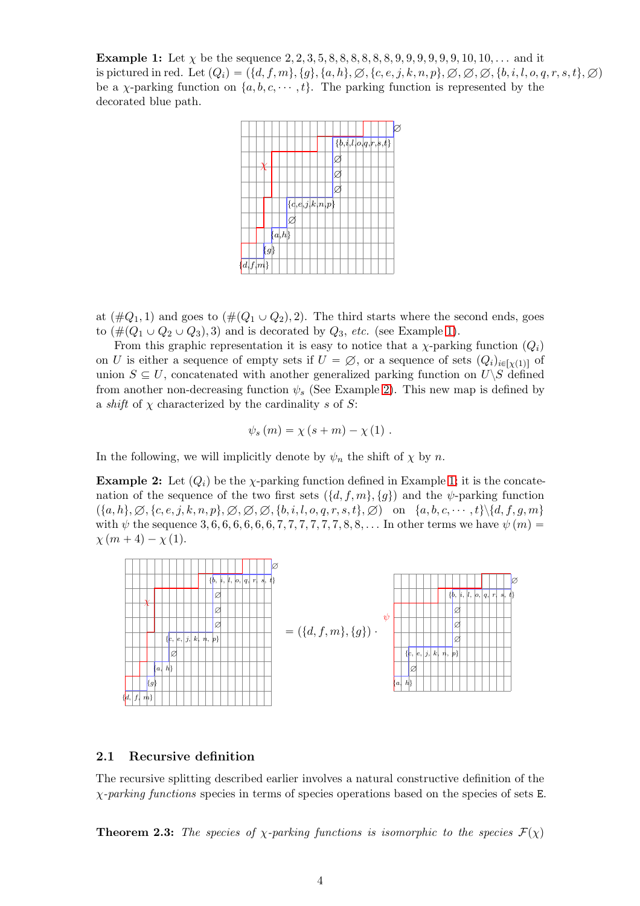**Example 1:** Let $\chi$ be the sequence $2, 2, 3, 5, 8, 8, 8, 8, 8, 8, 9, 9, 9, 9, 9, 9, 10, 10, \ldots$ and it is pictured in red. Let $(Q_i) = (\{d, f, m\}, \{g\}, \{a, h\}, \varnothing, \{c, e, j, k, n, p\}, \varnothing, \varnothing, \varnothing, \{b, i, l, o, q, r, s, t\}, \varnothing)$ be a $\chi$-parking function on $\{a, b, c, \cdots, t\}$. The parking function is represented by the decorated blue path.

at $(\#Q_1, 1)$ and goes to $(\#(Q_1 \cup Q_2), 2)$. The third starts where the second ends, goes to $(\#(Q_1 \cup Q_2 \cup Q_3), 3)$ and is decorated by $Q_3$, *etc.* (see Example 1).

From this graphic representation it is easy to notice that a $\chi$-parking function $(Q_i)$ on $U$ is either a sequence of empty sets if $U = \varnothing$, or a sequence of sets $(Q_i)_{i \in [\chi(1)]}$ of union $S \subseteq U$, concatenated with another generalized parking function on $U \backslash S$ defined from another non-decreasing function $\psi_s$ (See Example 2). This new map is defined by a *shift* of $\chi$ characterized by the cardinality $s$ of $S$:

$$\psi_s(m) = \chi(s + m) - \chi(1) .$$

In the following, we will implicitly denote by $\psi_n$ the shift of $\chi$ by $n$.

**Example 2:** Let $(Q_i)$ be the $\chi$-parking function defined in Example 1; it is the concatenation of the sequence of the two first sets $(\{d, f, m\}, \{g\})$ and the $\psi$-parking function $(\{a, h\}, \varnothing, \{c, e, j, k, n, p\}, \varnothing, \varnothing, \varnothing, \{b, i, l, o, q, r, s, t\}, \varnothing)$ on $\{a, b, c, \cdots, t\} \backslash \{d, f, g, m\}$ with $\psi$ the sequence $3, 6, 6, 6, 6, 6, 6, 7, 7, 7, 7, 7, 7, 8, 8, \ldots$ In other terms we have $\psi(m) = \chi(m + 4) - \chi(1)$.

$$= (\{d, f, m\}, \{g\}) \cdot$$

## 2.1 Recursive definition

The recursive splitting described earlier involves a natural constructive definition of the $\chi$-*parking functions* species in terms of species operations based on the species of sets $\mathtt{E}$.

**Theorem 2.3:** *The species of $\chi$-parking functions is isomorphic to the species $\mathcal{F}(\chi)$*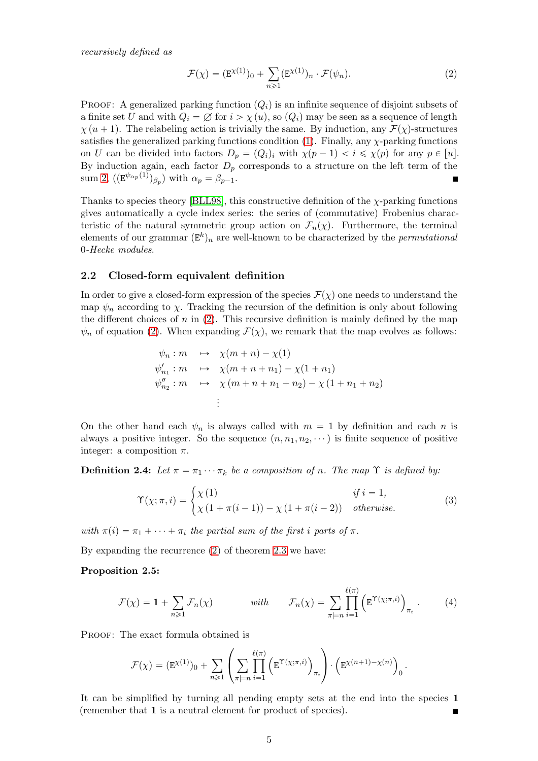*recursively defined as*

$$\mathcal{F}(\chi) = (\mathtt{E}^{\chi(1)})_0 + \sum_{n\geqslant 1} (\mathtt{E}^{\chi(1)})_n \cdot \mathcal{F}(\psi_n). \tag{2}$$

PROOF: A generalized parking function $(Q_i)$ is an infinite sequence of disjoint subsets of a finite set $U$ and with $Q_i = \varnothing$ for $i > \chi(u)$, so $(Q_i)$ may be seen as a sequence of length $\chi(u+1)$. The relabeling action is trivially the same. By induction, any $\mathcal{F}(\chi)$-structures satisfies the generalized parking functions condition (1). Finally, any $\chi$-parking functions on $U$ can be divided into factors $D_p = (Q_i)_i$ with $\chi(p-1) < i \leqslant \chi(p)$ for any $p \in [u]$. By induction again, each factor $D_p$ corresponds to a structure on the left term of the sum 2, $((\mathtt{E}^{\psi_{\alpha_p}(1)})_{\beta_p})$ with $\alpha_p = \beta_{p-1}$. ■

Thanks to species theory [BLL98], this constructive definition of the $\chi$-parking functions gives automatically a cycle index series: the series of (commutative) Frobenius characteristic of the natural symmetric group action on $\mathcal{F}_n(\chi)$. Furthermore, the terminal elements of our grammar $(\mathtt{E}^k)_n$ are well-known to be characterized by the *permutational 0-Hecke modules*.

## 2.2 Closed-form equivalent definition

In order to give a closed-form expression of the species $\mathcal{F}(\chi)$ one needs to understand the map $\psi_n$ according to $\chi$. Tracking the recursion of the definition is only about following the different choices of $n$ in (2). This recursive definition is mainly defined by the map $\psi_n$ of equation (2). When expanding $\mathcal{F}(\chi)$, we remark that the map evolves as follows:

$$\begin{aligned}
\psi_n : m &\mapsto \chi(m+n) - \chi(1) \\
\psi'_{n_1} : m &\mapsto \chi(m+n+n_1) - \chi(1+n_1) \\
\psi''_{n_2} : m &\mapsto \chi(m+n+n_1+n_2) - \chi(1+n_1+n_2) \\
&\vdots
\end{aligned}$$

On the other hand each $\psi_n$ is always called with $m = 1$ by definition and each $n$ is always a positive integer. So the sequence $(n, n_1, n_2, \cdots)$ is finite sequence of positive integer: a composition $\pi$.

**Definition 2.4:** *Let $\pi = \pi_1 \cdots \pi_k$ be a composition of $n$. The map $\Upsilon$ is defined by:*

$$\Upsilon(\chi;\pi,i) = \begin{cases} \chi(1) & \text{if } i = 1, \\ \chi(1+\pi(i-1)) - \chi(1+\pi(i-2)) & \text{otherwise.} \end{cases} \tag{3}$$

*with $\pi(i) = \pi_1 + \cdots + \pi_i$ the partial sum of the first $i$ parts of $\pi$.*

By expanding the recurrence (2) of theorem 2.3 we have:

**Proposition 2.5:**

$$\mathcal{F}(\chi) = \mathbf{1} + \sum_{n\geqslant 1} \mathcal{F}_n(\chi) \qquad \textit{with} \qquad \mathcal{F}_n(\chi) = \sum_{\pi \models n} \prod_{i=1}^{\ell(\pi)} \left(\mathtt{E}^{\Upsilon(\chi;\pi,i)}\right)_{\pi_i}. \tag{4}$$

PROOF: The exact formula obtained is

$$\mathcal{F}(\chi) = (\mathtt{E}^{\chi(1)})_0 + \sum_{n\geqslant 1} \left( \sum_{\pi\models n} \prod_{i=1}^{\ell(\pi)} \left(\mathtt{E}^{\Upsilon(\chi;\pi,i)}\right)_{\pi_i} \right) \cdot \left(\mathtt{E}^{\chi(n+1)-\chi(n)}\right)_0.$$

It can be simplified by turning all pending empty sets at the end into the species $\mathbf{1}$ (remember that $\mathbf{1}$ is a neutral element for product of species). ■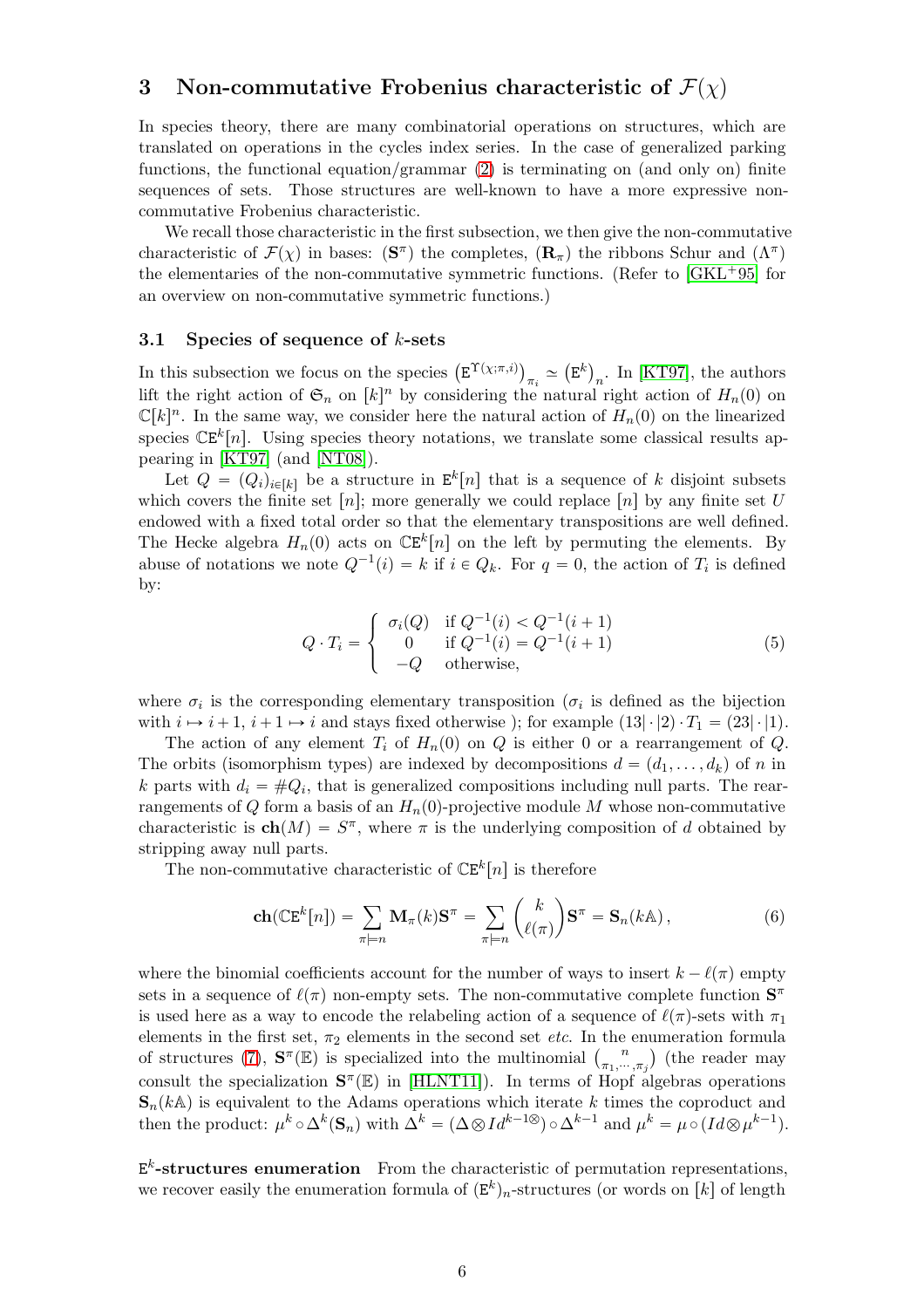## 3 Non-commutative Frobenius characteristic of $\mathcal{F}(\chi)$

In species theory, there are many combinatorial operations on structures, which are translated on operations in the cycles index series. In the case of generalized parking functions, the functional equation/grammar (2) is terminating on (and only on) finite sequences of sets. Those structures are well-known to have a more expressive non-commutative Frobenius characteristic.

We recall those characteristic in the first subsection, we then give the non-commutative characteristic of $\mathcal{F}(\chi)$ in bases: $(\mathbf{S}^\pi)$ the completes, $(\mathbf{R}_\pi)$ the ribbons Schur and $(\Lambda^\pi)$ the elementaries of the non-commutative symmetric functions. (Refer to [GKL+95] for an overview on non-commutative symmetric functions.)

### 3.1 Species of sequence of $k$-sets

In this subsection we focus on the species $\left(\mathtt{E}^{\Upsilon(\chi;\pi,i)}\right)_{\pi_i} \simeq \left(\mathtt{E}^k\right)_n$. In [KT97], the authors lift the right action of $\mathfrak{S}_n$ on $[k]^n$ by considering the natural right action of $H_n(0)$ on $\mathbb{C}[k]^n$. In the same way, we consider here the natural action of $H_n(0)$ on the linearized species $\mathbb{C}\mathtt{E}^k[n]$. Using species theory notations, we translate some classical results appearing in [KT97] (and [NT08]).

Let $Q = (Q_i)_{i\in[k]}$ be a structure in $\mathtt{E}^k[n]$ that is a sequence of $k$ disjoint subsets which covers the finite set $[n]$; more generally we could replace $[n]$ by any finite set $U$ endowed with a fixed total order so that the elementary transpositions are well defined. The Hecke algebra $H_n(0)$ acts on $\mathbb{C}\mathtt{E}^k[n]$ on the left by permuting the elements. By abuse of notations we note $Q^{-1}(i) = k$ if $i \in Q_k$. For $q = 0$, the action of $T_i$ is defined by:

$$Q \cdot T_i = \begin{cases} \sigma_i(Q) & \text{if } Q^{-1}(i) < Q^{-1}(i+1) \\ 0 & \text{if } Q^{-1}(i) = Q^{-1}(i+1) \\ -Q & \text{otherwise,} \end{cases} \tag{5}$$

where $\sigma_i$ is the corresponding elementary transposition ($\sigma_i$ is defined as the bijection with $i \mapsto i+1$, $i+1 \mapsto i$ and stays fixed otherwise ); for example $(13|\cdot|2)\cdot T_1 = (23|\cdot|1)$.

The action of any element $T_i$ of $H_n(0)$ on $Q$ is either 0 or a rearrangement of $Q$. The orbits (isomorphism types) are indexed by decompositions $d = (d_1, \dots, d_k)$ of $n$ in $k$ parts with $d_i = \#Q_i$, that is generalized compositions including null parts. The rearrangements of $Q$ form a basis of an $H_n(0)$-projective module $M$ whose non-commutative characteristic is $\mathbf{ch}(M) = S^\pi$, where $\pi$ is the underlying composition of $d$ obtained by stripping away null parts.

The non-commutative characteristic of $\mathbb{C}\mathtt{E}^k[n]$ is therefore

$$\mathbf{ch}(\mathbb{C}\mathtt{E}^k[n]) = \sum_{\pi \models n} \mathbf{M}_\pi(k)\mathbf{S}^\pi = \sum_{\pi\models n} \binom{k}{\ell(\pi)} \mathbf{S}^\pi = \mathbf{S}_n(k\mathbb{A}), \tag{6}$$

where the binomial coefficients account for the number of ways to insert $k - \ell(\pi)$ empty sets in a sequence of $\ell(\pi)$ non-empty sets. The non-commutative complete function $\mathbf{S}^\pi$ is used here as a way to encode the relabeling action of a sequence of $\ell(\pi)$-sets with $\pi_1$ elements in the first set, $\pi_2$ elements in the second set *etc.* In the enumeration formula of structures (7), $\mathbf{S}^\pi(\mathbb{E})$ is specialized into the multinomial $\binom{n}{\pi_1,\cdots,\pi_j}$ (the reader may consult the specialization $\mathbf{S}^\pi(\mathbb{E})$ in [HLNT11]). In terms of Hopf algebras operations $\mathbf{S}_n(k\mathbb{A})$ is equivalent to the Adams operations which iterate $k$ times the coproduct and then the product: $\mu^k \circ \Delta^k(\mathbf{S}_n)$ with $\Delta^k = (\Delta \otimes Id^{k-1\otimes}) \circ \Delta^{k-1}$ and $\mu^k = \mu \circ (Id \otimes \mu^{k-1})$.

**$\mathtt{E}^k$-structures enumeration** From the characteristic of permutation representations, we recover easily the enumeration formula of $(\mathtt{E}^k)_n$-structures (or words on $[k]$ of length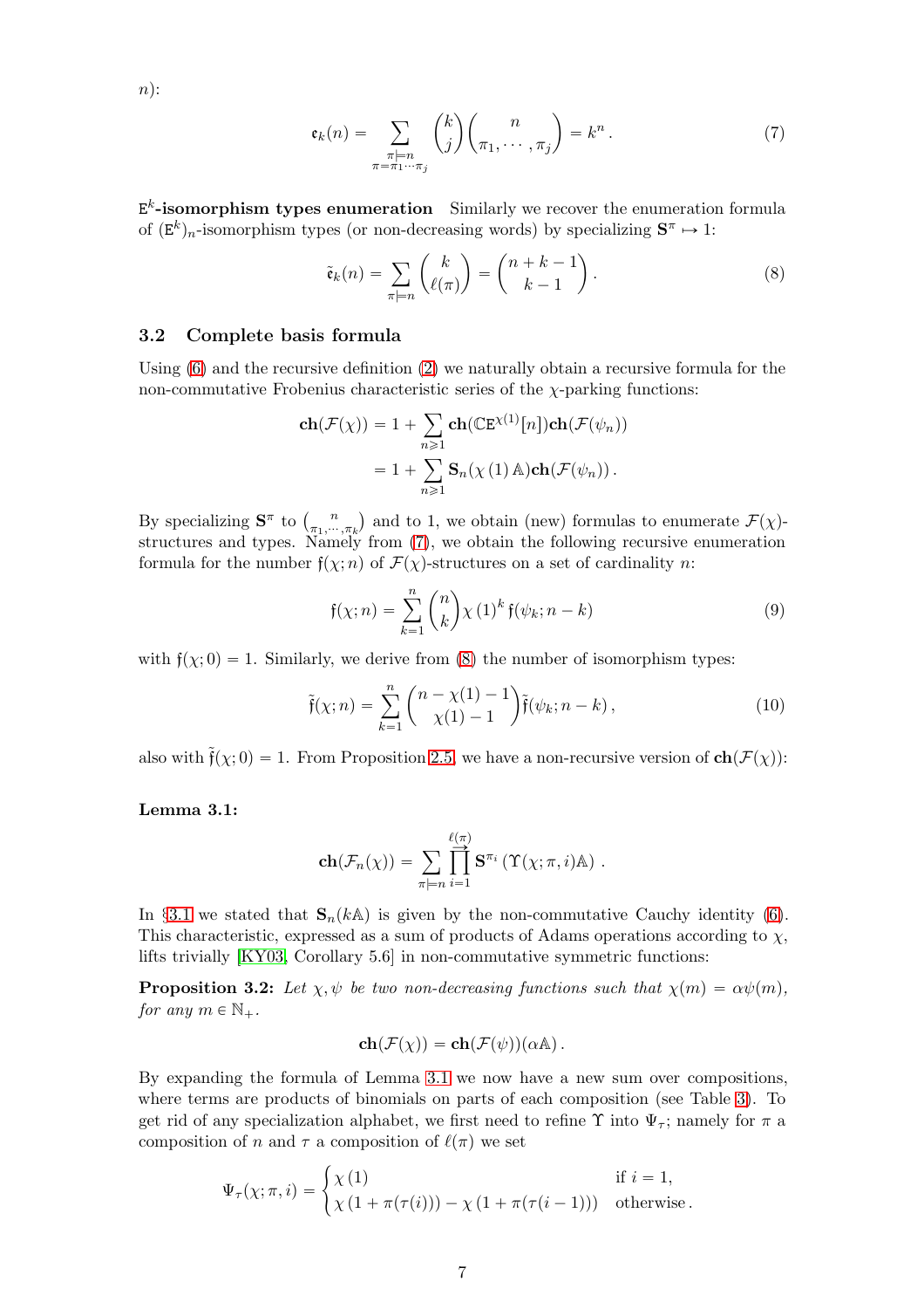$n$):

$$\mathfrak{e}_k(n) = \sum_{\substack{\pi \models n \\ \pi = \pi_1 \cdots \pi_j}} \binom{k}{j} \binom{n}{\pi_1, \cdots, \pi_j} = k^n . \tag{7}$$

**$\mathtt{E}^k$-isomorphism types enumeration** Similarly we recover the enumeration formula of $(\mathtt{E}^k)_n$-isomorphism types (or non-decreasing words) by specializing $\mathbf{S}^\pi \mapsto 1$:

$$\tilde{\mathfrak{e}}_k(n) = \sum_{\pi \models n} \binom{k}{\ell(\pi)} = \binom{n+k-1}{k-1} . \tag{8}$$

## 3.2 Complete basis formula

Using (6) and the recursive definition (2) we naturally obtain a recursive formula for the non-commutative Frobenius characteristic series of the $\chi$-parking functions:

$$\begin{aligned}
\mathbf{ch}(\mathcal{F}(\chi)) &= 1 + \sum_{n \geqslant 1} \mathbf{ch}(\mathbb{C}\mathtt{E}^{\chi(1)}[n]) \mathbf{ch}(\mathcal{F}(\psi_n)) \\
&= 1 + \sum_{n \geqslant 1} \mathbf{S}_n(\chi(1)\,\mathbb{A}) \mathbf{ch}(\mathcal{F}(\psi_n)) .
\end{aligned}$$

By specializing $\mathbf{S}^\pi$ to $\binom{n}{\pi_1, \cdots, \pi_k}$ and to 1, we obtain (new) formulas to enumerate $\mathcal{F}(\chi)$-structures and types. Namely from (7), we obtain the following recursive enumeration formula for the number $\mathfrak{f}(\chi; n)$ of $\mathcal{F}(\chi)$-structures on a set of cardinality $n$:

$$\mathfrak{f}(\chi; n) = \sum_{k=1}^{n} \binom{n}{k} \chi(1)^k \, \mathfrak{f}(\psi_k; n-k) \tag{9}$$

with $\mathfrak{f}(\chi; 0) = 1$. Similarly, we derive from (8) the number of isomorphism types:

$$\tilde{\mathfrak{f}}(\chi; n) = \sum_{k=1}^{n} \binom{n - \chi(1) - 1}{\chi(1) - 1} \tilde{\mathfrak{f}}(\psi_k; n-k) , \tag{10}$$

also with $\tilde{\mathfrak{f}}(\chi; 0) = 1$. From Proposition 2.5, we have a non-recursive version of $\mathbf{ch}(\mathcal{F}(\chi))$:

**Lemma 3.1:**

$$\mathbf{ch}(\mathcal{F}_n(\chi)) = \sum_{\pi \models n} \overrightarrow{\prod_{i=1}^{\ell(\pi)}} \mathbf{S}^{\pi_i} \left( \Upsilon(\chi; \pi, i) \mathbb{A} \right) .$$

In §3.1 we stated that $\mathbf{S}_n(k\mathbb{A})$ is given by the non-commutative Cauchy identity (6). This characteristic, expressed as a sum of products of Adams operations according to $\chi$, lifts trivially [KY03, Corollary 5.6] in non-commutative symmetric functions:

**Proposition 3.2:** *Let $\chi, \psi$ be two non-decreasing functions such that $\chi(m) = \alpha\psi(m)$, for any $m \in \mathbb{N}_+$.*

$$\mathbf{ch}(\mathcal{F}(\chi)) = \mathbf{ch}(\mathcal{F}(\psi))(\alpha\mathbb{A}) .$$

By expanding the formula of Lemma 3.1 we now have a new sum over compositions, where terms are products of binomials on parts of each composition (see Table 3). To get rid of any specialization alphabet, we first need to refine $\Upsilon$ into $\Psi_\tau$; namely for $\pi$ a composition of $n$ and $\tau$ a composition of $\ell(\pi)$ we set

$$\Psi_\tau(\chi; \pi, i) = \begin{cases} \chi(1) & \text{if } i = 1, \\ \chi(1 + \pi(\tau(i))) - \chi(1 + \pi(\tau(i-1))) & \text{otherwise} . \end{cases}$$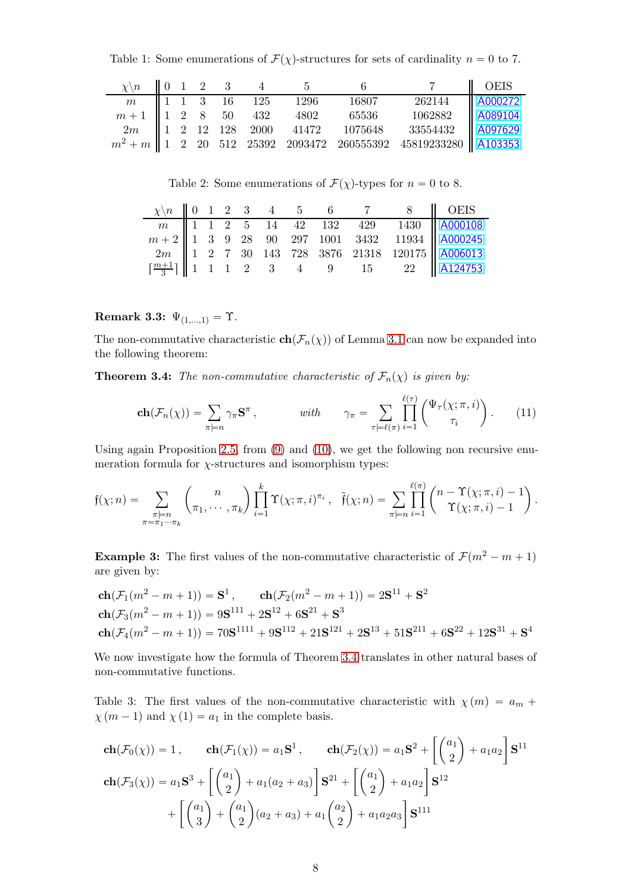Table 1: Some enumerations of $\mathcal{F}(\chi)$-structures for sets of cardinality $n = 0$ to 7.

| $\chi\backslash n$ | 0 | 1 | 2 | 3 | 4 | 5 | 6 | 7 | OEIS |
|---|---|---|---|---|---|---|---|---|---|
| $m$ | 1 | 1 | 3 | 16 | 125 | 1296 | 16807 | 262144 | A000272 |
| $m+1$ | 1 | 2 | 8 | 50 | 432 | 4802 | 65536 | 1062882 | A089104 |
| $2m$ | 1 | 2 | 12 | 128 | 2000 | 41472 | 1075648 | 33554432 | A097629 |
| $m^2+m$ | 1 | 2 | 20 | 512 | 25392 | 2093472 | 260555392 | 45819233280 | A103353 |

Table 2: Some enumerations of $\mathcal{F}(\chi)$-types for $n = 0$ to 8.

| $\chi\backslash n$ | 0 | 1 | 2 | 3 | 4 | 5 | 6 | 7 | 8 | OEIS |
|---|---|---|---|---|---|---|---|---|---|---|
| $m$ | 1 | 1 | 2 | 5 | 14 | 42 | 132 | 429 | 1430 | A000108 |
| $m+2$ | 1 | 3 | 9 | 28 | 90 | 297 | 1001 | 3432 | 11934 | A000245 |
| $2m$ | 1 | 2 | 7 | 30 | 143 | 728 | 3876 | 21318 | 120175 | A006013 |
| $\lceil\frac{m+1}{3}\rceil$ | 1 | 1 | 1 | 2 | 3 | 4 | 9 | 15 | 22 | A124753 |

**Remark 3.3:** $\Psi_{(1,\dots,1)} = \Upsilon$.

The non-commutative characteristic $\mathbf{ch}(\mathcal{F}_n(\chi))$ of Lemma 3.1 can now be expanded into the following theorem:

**Theorem 3.4:** *The non-commutative characteristic of $\mathcal{F}_n(\chi)$ is given by:*

$$\mathbf{ch}(\mathcal{F}_n(\chi)) = \sum_{\pi\models n} \gamma_\pi \mathbf{S}^\pi\,, \qquad \textit{with} \qquad \gamma_\pi = \sum_{\tau\models\ell(\pi)} \prod_{i=1}^{\ell(\tau)} \binom{\Psi_\tau(\chi;\pi,i)}{\tau_i}\,. \tag{11}$$

Using again Proposition 2.5, from (9) and (10), we get the following non recursive enumeration formula for $\chi$-structures and isomorphism types:

$$\mathfrak{f}(\chi;n) = \sum_{\substack{\pi\models n \\ \pi=\pi_1\cdots\pi_k}} \binom{n}{\pi_1,\cdots,\pi_k} \prod_{i=1}^{k} \Upsilon(\chi;\pi,i)^{\pi_i}\,, \quad \tilde{\mathfrak{f}}(\chi;n) = \sum_{\pi\models n} \prod_{i=1}^{\ell(\pi)} \binom{n-\Upsilon(\chi;\pi,i)-1}{\Upsilon(\chi;\pi,i)-1}\,.$$

**Example 3:** The first values of the non-commutative characteristic of $\mathcal{F}(m^2-m+1)$ are given by:

$$\mathbf{ch}(\mathcal{F}_1(m^2-m+1)) = \mathbf{S}^1\,, \qquad \mathbf{ch}(\mathcal{F}_2(m^2-m+1)) = 2\mathbf{S}^{11} + \mathbf{S}^2$$
$$\mathbf{ch}(\mathcal{F}_3(m^2-m+1)) = 9\mathbf{S}^{111} + 2\mathbf{S}^{12} + 6\mathbf{S}^{21} + \mathbf{S}^3$$
$$\mathbf{ch}(\mathcal{F}_4(m^2-m+1)) = 70\mathbf{S}^{1111} + 9\mathbf{S}^{112} + 21\mathbf{S}^{121} + 2\mathbf{S}^{13} + 51\mathbf{S}^{211} + 6\mathbf{S}^{22} + 12\mathbf{S}^{31} + \mathbf{S}^4$$

We now investigate how the formula of Theorem 3.4 translates in other natural bases of non-commutative functions.

Table 3: The first values of the non-commutative characteristic with $\chi(m) = a_m + \chi(m-1)$ and $\chi(1) = a_1$ in the complete basis.

$$\mathbf{ch}(\mathcal{F}_0(\chi)) = 1\,, \qquad \mathbf{ch}(\mathcal{F}_1(\chi)) = a_1\mathbf{S}^1\,, \qquad \mathbf{ch}(\mathcal{F}_2(\chi)) = a_1\mathbf{S}^2 + \left[\binom{a_1}{2} + a_1a_2\right]\mathbf{S}^{11}$$

$$\mathbf{ch}(\mathcal{F}_3(\chi)) = a_1\mathbf{S}^3 + \left[\binom{a_1}{2} + a_1(a_2+a_3)\right]\mathbf{S}^{21} + \left[\binom{a_1}{2} + a_1a_2\right]\mathbf{S}^{12}$$
$$+ \left[\binom{a_1}{3} + \binom{a_1}{2}(a_2+a_3) + a_1\binom{a_2}{2} + a_1a_2a_3\right]\mathbf{S}^{111}$$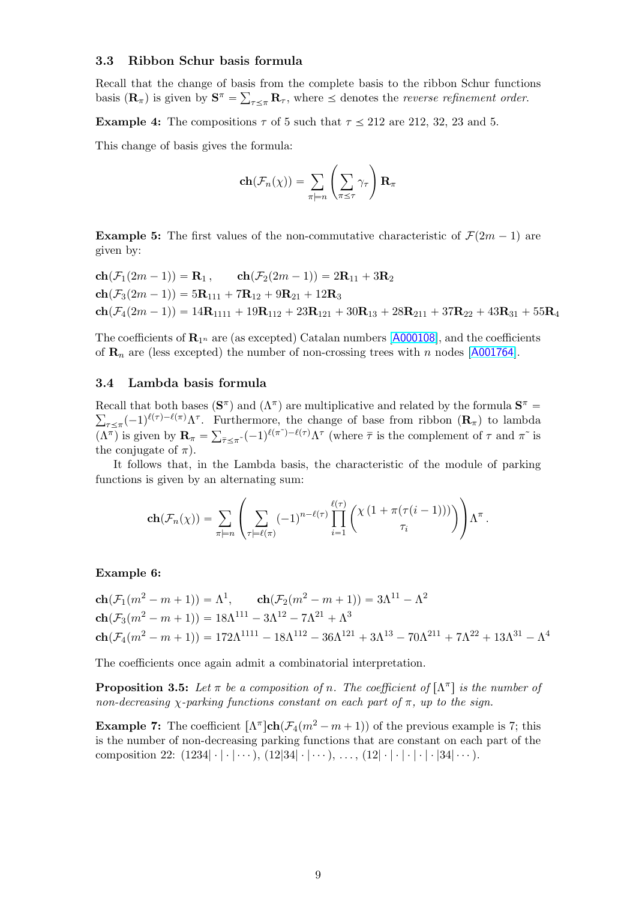### 3.3 Ribbon Schur basis formula

Recall that the change of basis from the complete basis to the ribbon Schur functions basis $(\mathbf{R}_\pi)$ is given by $\mathbf{S}^\pi = \sum_{\tau \preceq \pi} \mathbf{R}_\tau$, where $\preceq$ denotes the *reverse refinement order*.

**Example 4:** The compositions $\tau$ of 5 such that $\tau \preceq 212$ are 212, 32, 23 and 5.

This change of basis gives the formula:

$$\mathbf{ch}(\mathcal{F}_n(\chi)) = \sum_{\pi \models n} \left( \sum_{\pi \preceq \tau} \gamma_\tau \right) \mathbf{R}_\pi$$

**Example 5:** The first values of the non-commutative characteristic of $\mathcal{F}(2m-1)$ are given by:

$\mathbf{ch}(\mathcal{F}_1(2m-1)) = \mathbf{R}_1\,, \qquad \mathbf{ch}(\mathcal{F}_2(2m-1)) = 2\mathbf{R}_{11} + 3\mathbf{R}_2$
$\mathbf{ch}(\mathcal{F}_3(2m-1)) = 5\mathbf{R}_{111} + 7\mathbf{R}_{12} + 9\mathbf{R}_{21} + 12\mathbf{R}_3$
$\mathbf{ch}(\mathcal{F}_4(2m-1)) = 14\mathbf{R}_{1111} + 19\mathbf{R}_{112} + 23\mathbf{R}_{121} + 30\mathbf{R}_{13} + 28\mathbf{R}_{211} + 37\mathbf{R}_{22} + 43\mathbf{R}_{31} + 55\mathbf{R}_4$

The coefficients of $\mathbf{R}_{1^n}$ are (as excepted) Catalan numbers [A000108], and the coefficients of $\mathbf{R}_n$ are (less excepted) the number of non-crossing trees with $n$ nodes [A001764].

### 3.4 Lambda basis formula

Recall that both bases $(\mathbf{S}^\pi)$ and $(\Lambda^\pi)$ are multiplicative and related by the formula $\mathbf{S}^\pi = \sum_{\tau \preceq \pi} (-1)^{\ell(\tau)-\ell(\pi)} \Lambda^\tau$. Furthermore, the change of base from ribbon $(\mathbf{R}_\pi)$ to lambda $(\Lambda^\pi)$ is given by $\mathbf{R}_\pi = \sum_{\bar{\tau} \preceq \pi^\sim} (-1)^{\ell(\pi^\sim)-\ell(\tau)} \Lambda^\tau$ (where $\bar{\tau}$ is the complement of $\tau$ and $\pi^\sim$ is the conjugate of $\pi$).

It follows that, in the Lambda basis, the characteristic of the module of parking functions is given by an alternating sum:

$$\mathbf{ch}(\mathcal{F}_n(\chi)) = \sum_{\pi \models n} \left( \sum_{\tau \models \ell(\pi)} (-1)^{n-\ell(\tau)} \prod_{i=1}^{\ell(\tau)} \binom{\chi\left(1 + \pi(\tau(i-1))\right)}{\tau_i} \right) \Lambda^\pi .$$

**Example 6:**

$\mathbf{ch}(\mathcal{F}_1(m^2-m+1)) = \Lambda^1, \qquad \mathbf{ch}(\mathcal{F}_2(m^2-m+1)) = 3\Lambda^{11} - \Lambda^2$
$\mathbf{ch}(\mathcal{F}_3(m^2-m+1)) = 18\Lambda^{111} - 3\Lambda^{12} - 7\Lambda^{21} + \Lambda^3$
$\mathbf{ch}(\mathcal{F}_4(m^2-m+1)) = 172\Lambda^{1111} - 18\Lambda^{112} - 36\Lambda^{121} + 3\Lambda^{13} - 70\Lambda^{211} + 7\Lambda^{22} + 13\Lambda^{31} - \Lambda^4$

The coefficients once again admit a combinatorial interpretation.

**Proposition 3.5:** *Let $\pi$ be a composition of $n$. The coefficient of $[\Lambda^\pi]$ is the number of non-decreasing $\chi$-parking functions constant on each part of $\pi$, up to the sign.*

**Example 7:** The coefficient $[\Lambda^\pi]\mathbf{ch}(\mathcal{F}_4(m^2-m+1))$ of the previous example is 7; this is the number of non-decreasing parking functions that are constant on each part of the composition 22: $(1234|\cdot|\cdot|\cdots)$, $(12|34|\cdot|\cdots)$, $\ldots$, $(12|\cdot|\cdot|\cdot|\cdot|\cdot|34|\cdots)$.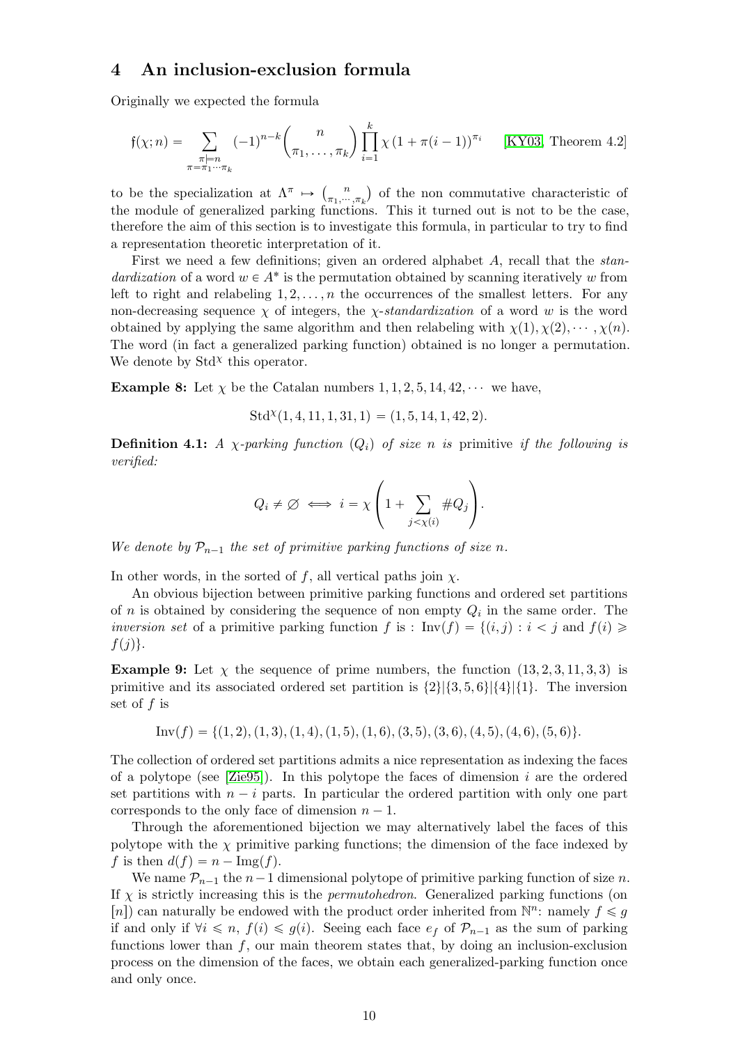## 4 An inclusion-exclusion formula

Originally we expected the formula

$$\mathfrak{f}(\chi; n) = \sum_{\substack{\pi \models n \\ \pi = \pi_1 \cdots \pi_k}} (-1)^{n-k} \binom{n}{\pi_1, \ldots, \pi_k} \prod_{i=1}^{k} \chi\left(1 + \pi(i-1)\right)^{\pi_i} \qquad \text{[KY03, Theorem 4.2]}$$

to be the specialization at $\Lambda^\pi \mapsto \binom{n}{\pi_1, \cdots, \pi_k}$ of the non commutative characteristic of the module of generalized parking functions. This it turned out is not to be the case, therefore the aim of this section is to investigate this formula, in particular to try to find a representation theoretic interpretation of it.

First we need a few definitions; given an ordered alphabet $A$, recall that the *standardization* of a word $w \in A^*$ is the permutation obtained by scanning iteratively $w$ from left to right and relabeling $1, 2, \ldots, n$ the occurrences of the smallest letters. For any non-decreasing sequence $\chi$ of integers, the *$\chi$-standardization* of a word $w$ is the word obtained by applying the same algorithm and then relabeling with $\chi(1), \chi(2), \cdots, \chi(n)$. The word (in fact a generalized parking function) obtained is no longer a permutation. We denote by $\mathrm{Std}^\chi$ this operator.

**Example 8:** Let $\chi$ be the Catalan numbers $1, 1, 2, 5, 14, 42, \cdots$ we have,

$$\mathrm{Std}^\chi(1, 4, 11, 1, 31, 1) = (1, 5, 14, 1, 42, 2).$$

**Definition 4.1:** *A $\chi$-parking function $(Q_i)$ of size $n$ is* primitive *if the following is verified:*

$$Q_i \neq \varnothing \iff i = \chi\left(1 + \sum_{j < \chi(i)} \# Q_j\right).$$

*We denote by $\mathcal{P}_{n-1}$ the set of primitive parking functions of size $n$.*

In other words, in the sorted of $f$, all vertical paths join $\chi$.

An obvious bijection between primitive parking functions and ordered set partitions of $n$ is obtained by considering the sequence of non empty $Q_i$ in the same order. The *inversion set* of a primitive parking function $f$ is : $\mathrm{Inv}(f) = \{(i, j) : i < j \text{ and } f(i) \geqslant f(j)\}$.

**Example 9:** Let $\chi$ the sequence of prime numbers, the function $(13, 2, 3, 11, 3, 3)$ is primitive and its associated ordered set partition is $\{2\}|\{3, 5, 6\}|\{4\}|\{1\}$. The inversion set of $f$ is

$$\mathrm{Inv}(f) = \{(1, 2), (1, 3), (1, 4), (1, 5), (1, 6), (3, 5), (3, 6), (4, 5), (4, 6), (5, 6)\}.$$

The collection of ordered set partitions admits a nice representation as indexing the faces of a polytope (see [Zie95]). In this polytope the faces of dimension $i$ are the ordered set partitions with $n - i$ parts. In particular the ordered partition with only one part corresponds to the only face of dimension $n - 1$.

Through the aforementioned bijection we may alternatively label the faces of this polytope with the $\chi$ primitive parking functions; the dimension of the face indexed by $f$ is then $d(f) = n - \mathrm{Img}(f)$.

We name $\mathcal{P}_{n-1}$ the $n-1$ dimensional polytope of primitive parking function of size $n$. If $\chi$ is strictly increasing this is the *permutohedron*. Generalized parking functions (on $[n]$) can naturally be endowed with the product order inherited from $\mathbb{N}^n$: namely $f \leqslant g$ if and only if $\forall i \leqslant n$, $f(i) \leqslant g(i)$. Seeing each face $e_f$ of $\mathcal{P}_{n-1}$ as the sum of parking functions lower than $f$, our main theorem states that, by doing an inclusion-exclusion process on the dimension of the faces, we obtain each generalized-parking function once and only once.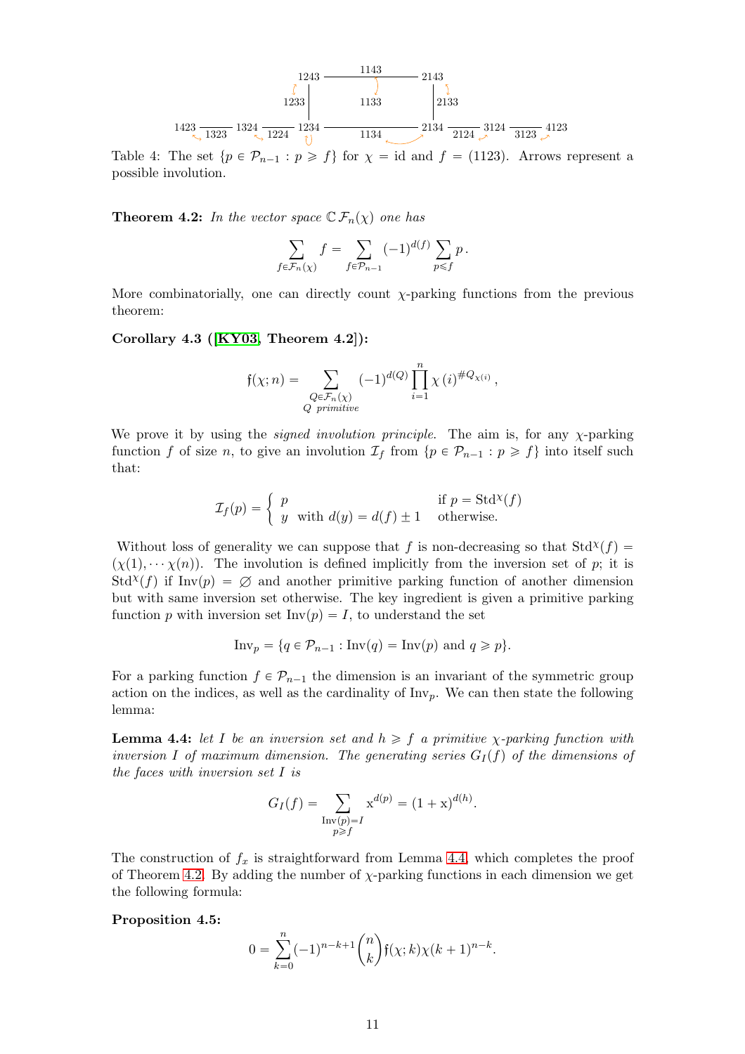1243 — 1143 — 2143

1233 | 1133 | 2133

1423 — 1323 — 1324 — 1224 — 1234 — 1134 — 2134 — 2124 — 3124 — 3123 — 4123

Table 4: The set $\{p \in \mathcal{P}_{n-1} : p \geqslant f\}$ for $\chi = \mathrm{id}$ and $f = (1123)$. Arrows represent a possible involution.

**Theorem 4.2:** *In the vector space* $\mathbb{C}\,\mathcal{F}_n(\chi)$ *one has*

$$\sum_{f \in \mathcal{F}_n(\chi)} f = \sum_{f \in \mathcal{P}_{n-1}} (-1)^{d(f)} \sum_{p \leqslant f} p\,.$$

More combinatorially, one can directly count $\chi$-parking functions from the previous theorem:

**Corollary 4.3 ([KY03, Theorem 4.2]):**

$$\mathfrak{f}(\chi; n) = \sum_{\substack{Q \in \mathcal{F}_n(\chi) \\ Q \text{ primitive}}} (-1)^{d(Q)} \prod_{i=1}^{n} \chi\,(i)^{\#Q_{\chi(i)}}\,,$$

We prove it by using the *signed involution principle*. The aim is, for any $\chi$-parking function $f$ of size $n$, to give an involution $\mathcal{I}_f$ from $\{p \in \mathcal{P}_{n-1} : p \geqslant f\}$ into itself such that:

$$\mathcal{I}_f(p) = \begin{cases} p & \text{if } p = \mathrm{Std}^{\chi}(f) \\ y \text{ with } d(y) = d(f) \pm 1 & \text{otherwise.} \end{cases}$$

Without loss of generality we can suppose that $f$ is non-decreasing so that $\mathrm{Std}^{\chi}(f) = (\chi(1), \cdots \chi(n))$. The involution is defined implicitly from the inversion set of $p$; it is $\mathrm{Std}^{\chi}(f)$ if $\mathrm{Inv}(p) = \varnothing$ and another primitive parking function of another dimension but with same inversion set otherwise. The key ingredient is given a primitive parking function $p$ with inversion set $\mathrm{Inv}(p) = I$, to understand the set

$$\mathrm{Inv}_p = \{q \in \mathcal{P}_{n-1} : \mathrm{Inv}(q) = \mathrm{Inv}(p) \text{ and } q \geqslant p\}.$$

For a parking function $f \in \mathcal{P}_{n-1}$ the dimension is an invariant of the symmetric group action on the indices, as well as the cardinality of $\mathrm{Inv}_p$. We can then state the following lemma:

**Lemma 4.4:** *let* $I$ *be an inversion set and* $h \geqslant f$ *a primitive* $\chi$*-parking function with inversion* $I$ *of maximum dimension. The generating series* $G_I(f)$ *of the dimensions of the faces with inversion set* $I$ *is*

$$G_I(f) = \sum_{\substack{\mathrm{Inv}(p) = I \\ p \geqslant f}} \mathrm{x}^{d(p)} = (1 + \mathrm{x})^{d(h)}.$$

The construction of $f_x$ is straightforward from Lemma 4.4, which completes the proof of Theorem 4.2. By adding the number of $\chi$-parking functions in each dimension we get the following formula:

**Proposition 4.5:**

$$0 = \sum_{k=0}^{n} (-1)^{n-k+1} \binom{n}{k} \mathfrak{f}(\chi; k) \chi(k+1)^{n-k}.$$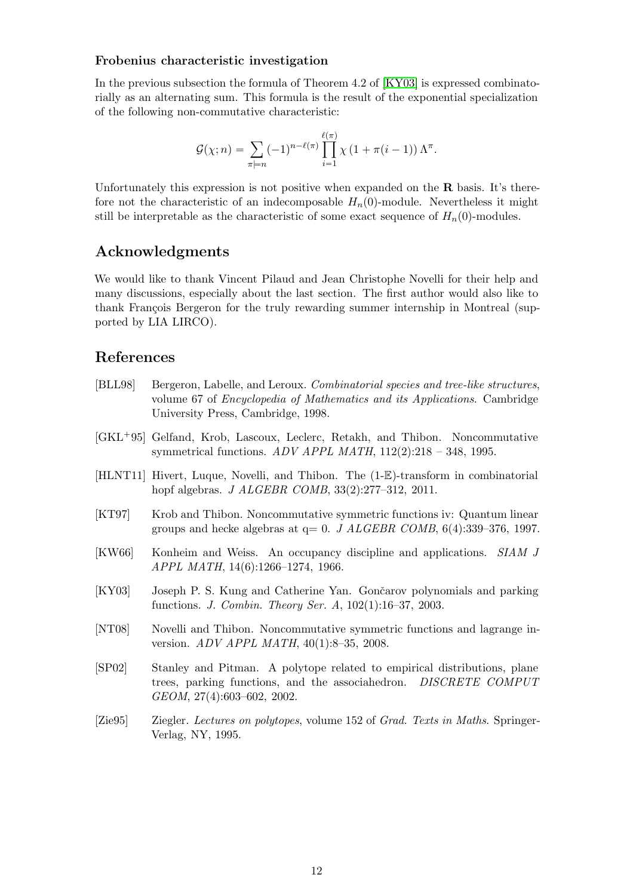### Frobenius characteristic investigation

In the previous subsection the formula of Theorem 4.2 of [KY03] is expressed combinatorially as an alternating sum. This formula is the result of the exponential specialization of the following non-commutative characteristic:

$$\mathcal{G}(\chi; n) = \sum_{\pi \models n} (-1)^{n-\ell(\pi)} \prod_{i=1}^{\ell(\pi)} \chi\left(1 + \pi(i-1)\right) \Lambda^{\pi}.$$

Unfortunately this expression is not positive when expanded on the **R** basis. It's therefore not the characteristic of an indecomposable $H_n(0)$-module. Nevertheless it might still be interpretable as the characteristic of some exact sequence of $H_n(0)$-modules.

## Acknowledgments

We would like to thank Vincent Pilaud and Jean Christophe Novelli for their help and many discussions, especially about the last section. The first author would also like to thank François Bergeron for the truly rewarding summer internship in Montreal (supported by LIA LIRCO).

## References

- [BLL98] Bergeron, Labelle, and Leroux. *Combinatorial species and tree-like structures*, volume 67 of *Encyclopedia of Mathematics and its Applications*. Cambridge University Press, Cambridge, 1998.
- [GKL+95] Gelfand, Krob, Lascoux, Leclerc, Retakh, and Thibon. Noncommutative symmetrical functions. *ADV APPL MATH*, 112(2):218 – 348, 1995.
- [HLNT11] Hivert, Luque, Novelli, and Thibon. The (1-$\mathbb{E}$)-transform in combinatorial hopf algebras. *J ALGEBR COMB*, 33(2):277–312, 2011.
- [KT97] Krob and Thibon. Noncommutative symmetric functions iv: Quantum linear groups and hecke algebras at q= 0. *J ALGEBR COMB*, 6(4):339–376, 1997.
- [KW66] Konheim and Weiss. An occupancy discipline and applications. *SIAM J APPL MATH*, 14(6):1266–1274, 1966.
- [KY03] Joseph P. S. Kung and Catherine Yan. Gončarov polynomials and parking functions. *J. Combin. Theory Ser. A*, 102(1):16–37, 2003.
- [NT08] Novelli and Thibon. Noncommutative symmetric functions and lagrange inversion. *ADV APPL MATH*, 40(1):8–35, 2008.
- [SP02] Stanley and Pitman. A polytope related to empirical distributions, plane trees, parking functions, and the associahedron. *DISCRETE COMPUT GEOM*, 27(4):603–602, 2002.
- [Zie95] Ziegler. *Lectures on polytopes*, volume 152 of *Grad. Texts in Maths*. Springer-Verlag, NY, 1995.